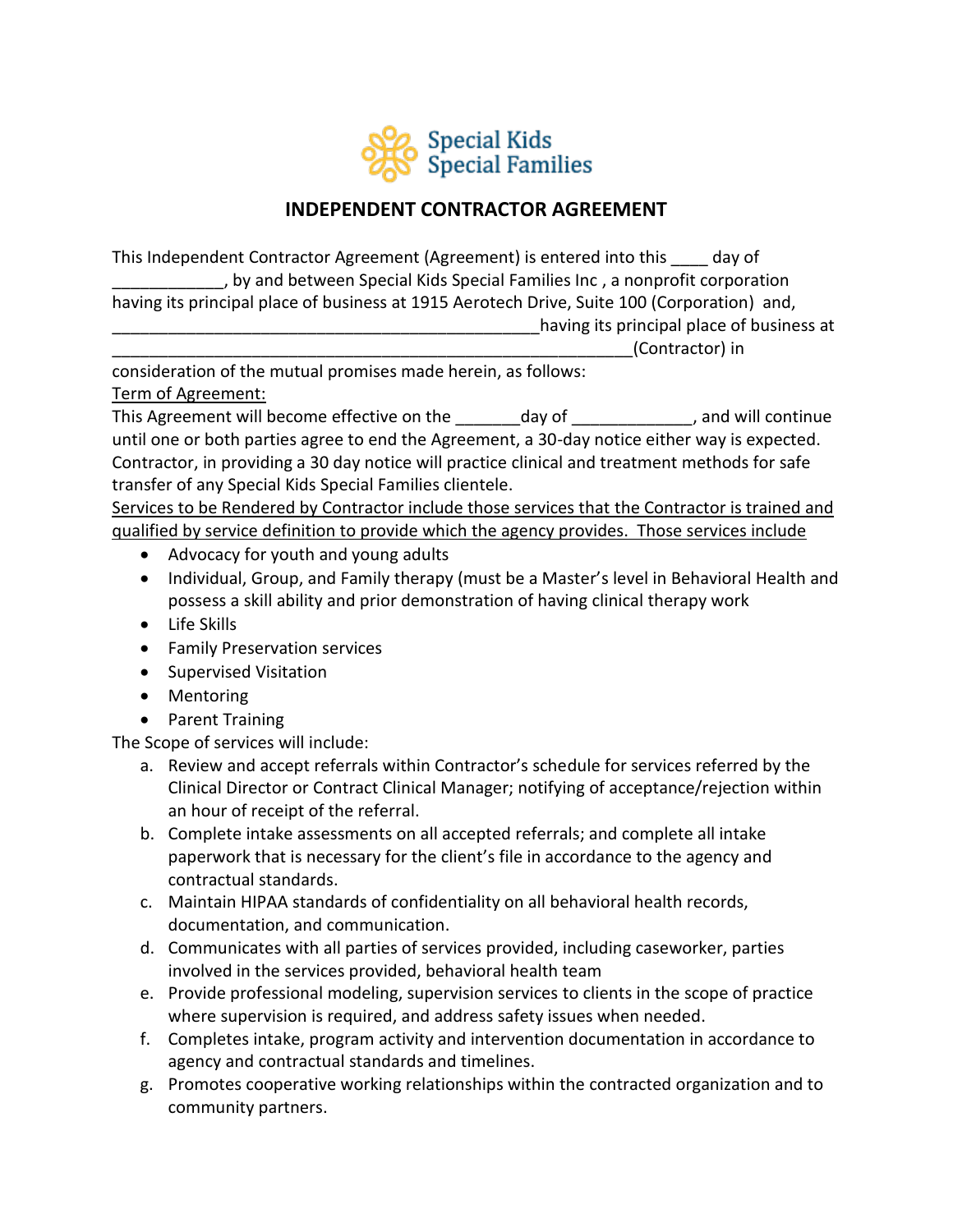Special Kids Special Families

# INDEPENDENT CONTRACTOR AGREEMENT

This Independent Contractor Agreement (Agreement) is entered into this ____ day of ____________, by and between Special Kids Special Families Inc , a nonprofit corporation having its principal place of business at 1915 Aerotech Drive, Suite 100 (Corporation) and, _______________________________________________having its principal place of business at __________________________________________________________(Contractor) in consideration of the mutual promises made herein, as follows:

Term of Agreement:

This Agreement will become effective on the _______day of _____________, and will continue until one or both parties agree to end the Agreement, a 30-day notice either way is expected. Contractor, in providing a 30 day notice will practice clinical and treatment methods for safe transfer of any Special Kids Special Families clientele.

Services to be Rendered by Contractor include those services that the Contractor is trained and qualified by service definition to provide which the agency provides. Those services include

- Advocacy for youth and young adults
- Individual, Group, and Family therapy (must be a Master's level in Behavioral Health and possess a skill ability and prior demonstration of having clinical therapy work
- Life Skills
- Family Preservation services
- Supervised Visitation
- Mentoring
- Parent Training

The Scope of services will include:

a. Review and accept referrals within Contractor's schedule for services referred by the Clinical Director or Contract Clinical Manager; notifying of acceptance/rejection within an hour of receipt of the referral.
b. Complete intake assessments on all accepted referrals; and complete all intake paperwork that is necessary for the client's file in accordance to the agency and contractual standards.
c. Maintain HIPAA standards of confidentiality on all behavioral health records, documentation, and communication.
d. Communicates with all parties of services provided, including caseworker, parties involved in the services provided, behavioral health team
e. Provide professional modeling, supervision services to clients in the scope of practice where supervision is required, and address safety issues when needed.
f. Completes intake, program activity and intervention documentation in accordance to agency and contractual standards and timelines.
g. Promotes cooperative working relationships within the contracted organization and to community partners.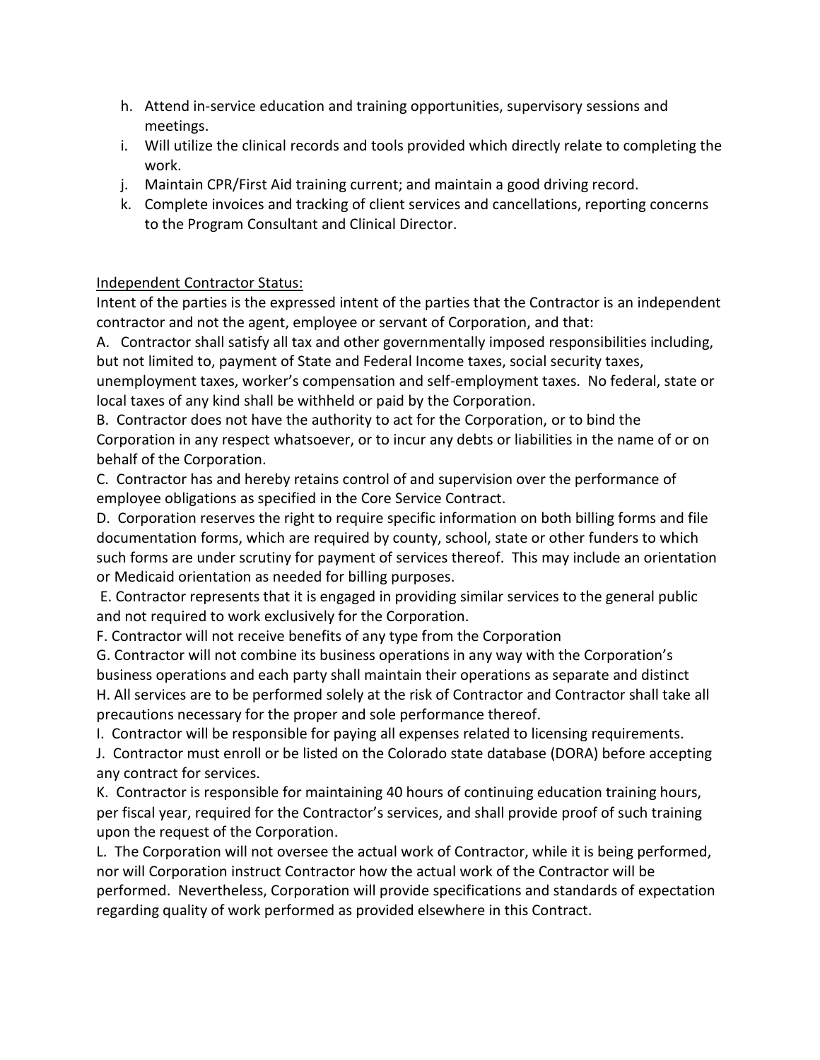h. Attend in-service education and training opportunities, supervisory sessions and meetings.
i. Will utilize the clinical records and tools provided which directly relate to completing the work.
j. Maintain CPR/First Aid training current; and maintain a good driving record.
k. Complete invoices and tracking of client services and cancellations, reporting concerns to the Program Consultant and Clinical Director.

<u>Independent Contractor Status:</u>

Intent of the parties is the expressed intent of the parties that the Contractor is an independent contractor and not the agent, employee or servant of Corporation, and that:

A. Contractor shall satisfy all tax and other governmentally imposed responsibilities including, but not limited to, payment of State and Federal Income taxes, social security taxes, unemployment taxes, worker's compensation and self-employment taxes. No federal, state or local taxes of any kind shall be withheld or paid by the Corporation.

B. Contractor does not have the authority to act for the Corporation, or to bind the Corporation in any respect whatsoever, or to incur any debts or liabilities in the name of or on behalf of the Corporation.

C. Contractor has and hereby retains control of and supervision over the performance of employee obligations as specified in the Core Service Contract.

D. Corporation reserves the right to require specific information on both billing forms and file documentation forms, which are required by county, school, state or other funders to which such forms are under scrutiny for payment of services thereof. This may include an orientation or Medicaid orientation as needed for billing purposes.

E. Contractor represents that it is engaged in providing similar services to the general public and not required to work exclusively for the Corporation.

F. Contractor will not receive benefits of any type from the Corporation

G. Contractor will not combine its business operations in any way with the Corporation's business operations and each party shall maintain their operations as separate and distinct

H. All services are to be performed solely at the risk of Contractor and Contractor shall take all precautions necessary for the proper and sole performance thereof.

I. Contractor will be responsible for paying all expenses related to licensing requirements.

J. Contractor must enroll or be listed on the Colorado state database (DORA) before accepting any contract for services.

K. Contractor is responsible for maintaining 40 hours of continuing education training hours, per fiscal year, required for the Contractor's services, and shall provide proof of such training upon the request of the Corporation.

L. The Corporation will not oversee the actual work of Contractor, while it is being performed, nor will Corporation instruct Contractor how the actual work of the Contractor will be performed. Nevertheless, Corporation will provide specifications and standards of expectation regarding quality of work performed as provided elsewhere in this Contract.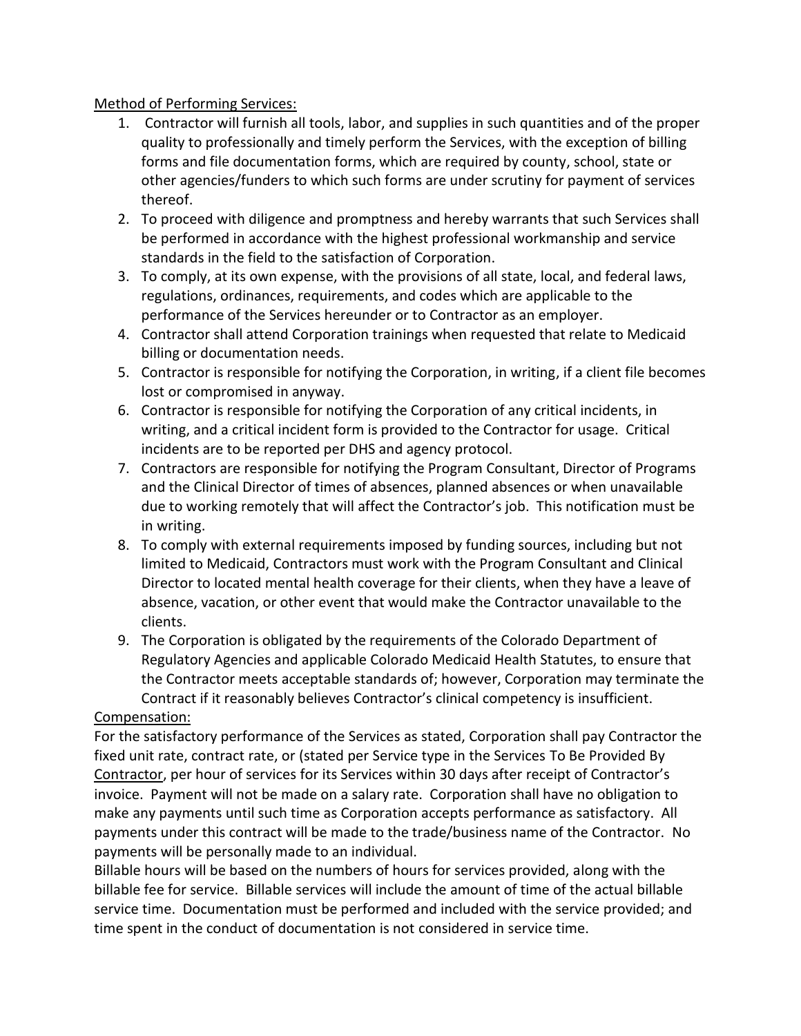<u>Method of Performing Services:</u>

1. Contractor will furnish all tools, labor, and supplies in such quantities and of the proper quality to professionally and timely perform the Services, with the exception of billing forms and file documentation forms, which are required by county, school, state or other agencies/funders to which such forms are under scrutiny for payment of services thereof.
2. To proceed with diligence and promptness and hereby warrants that such Services shall be performed in accordance with the highest professional workmanship and service standards in the field to the satisfaction of Corporation.
3. To comply, at its own expense, with the provisions of all state, local, and federal laws, regulations, ordinances, requirements, and codes which are applicable to the performance of the Services hereunder or to Contractor as an employer.
4. Contractor shall attend Corporation trainings when requested that relate to Medicaid billing or documentation needs.
5. Contractor is responsible for notifying the Corporation, in writing, if a client file becomes lost or compromised in anyway.
6. Contractor is responsible for notifying the Corporation of any critical incidents, in writing, and a critical incident form is provided to the Contractor for usage. Critical incidents are to be reported per DHS and agency protocol.
7. Contractors are responsible for notifying the Program Consultant, Director of Programs and the Clinical Director of times of absences, planned absences or when unavailable due to working remotely that will affect the Contractor's job. This notification must be in writing.
8. To comply with external requirements imposed by funding sources, including but not limited to Medicaid, Contractors must work with the Program Consultant and Clinical Director to located mental health coverage for their clients, when they have a leave of absence, vacation, or other event that would make the Contractor unavailable to the clients.
9. The Corporation is obligated by the requirements of the Colorado Department of Regulatory Agencies and applicable Colorado Medicaid Health Statutes, to ensure that the Contractor meets acceptable standards of; however, Corporation may terminate the Contract if it reasonably believes Contractor's clinical competency is insufficient.

<u>Compensation:</u>

For the satisfactory performance of the Services as stated, Corporation shall pay Contractor the fixed unit rate, contract rate, or (stated per Service type in the Services To Be Provided By <u>Contractor</u>, per hour of services for its Services within 30 days after receipt of Contractor's invoice. Payment will not be made on a salary rate. Corporation shall have no obligation to make any payments until such time as Corporation accepts performance as satisfactory. All payments under this contract will be made to the trade/business name of the Contractor. No payments will be personally made to an individual.

Billable hours will be based on the numbers of hours for services provided, along with the billable fee for service. Billable services will include the amount of time of the actual billable service time. Documentation must be performed and included with the service provided; and time spent in the conduct of documentation is not considered in service time.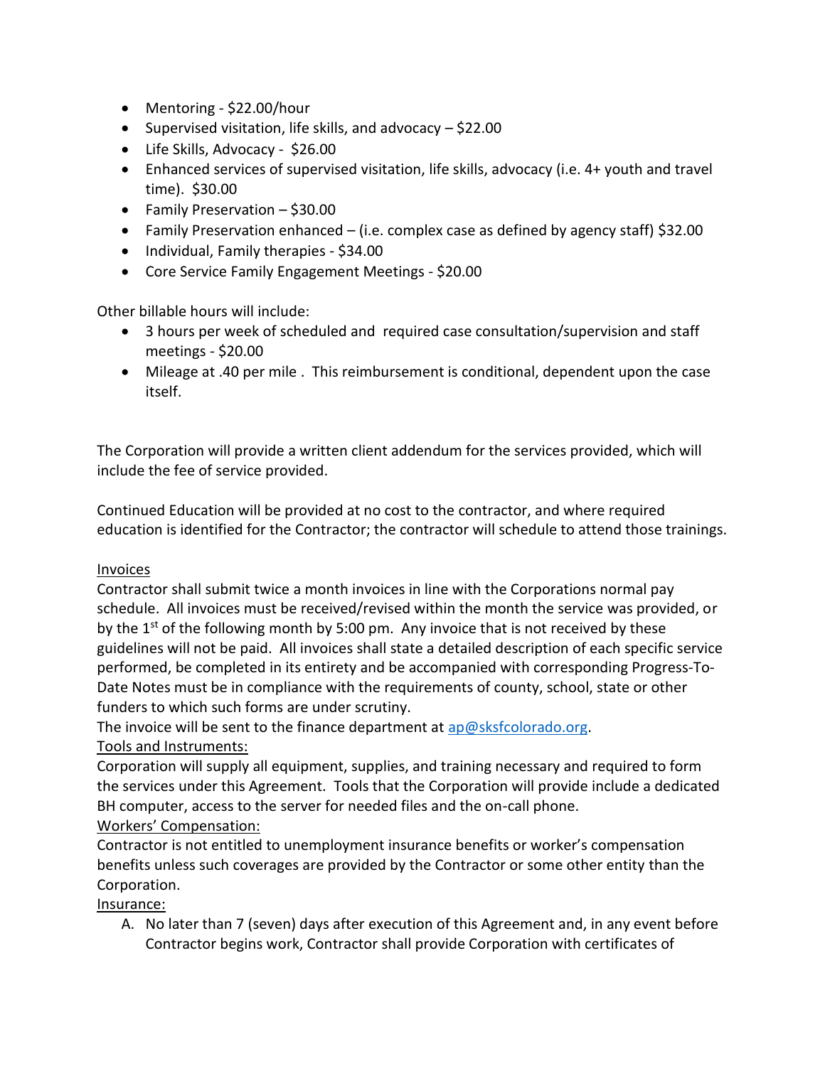- Mentoring - $22.00/hour
- Supervised visitation, life skills, and advocacy – $22.00
- Life Skills, Advocacy - $26.00
- Enhanced services of supervised visitation, life skills, advocacy (i.e. 4+ youth and travel time). $30.00
- Family Preservation – $30.00
- Family Preservation enhanced – (i.e. complex case as defined by agency staff) $32.00
- Individual, Family therapies - $34.00
- Core Service Family Engagement Meetings - $20.00

Other billable hours will include:

- 3 hours per week of scheduled and required case consultation/supervision and staff meetings - $20.00
- Mileage at .40 per mile . This reimbursement is conditional, dependent upon the case itself.

The Corporation will provide a written client addendum for the services provided, which will include the fee of service provided.

Continued Education will be provided at no cost to the contractor, and where required education is identified for the Contractor; the contractor will schedule to attend those trainings.

<u>Invoices</u>

Contractor shall submit twice a month invoices in line with the Corporations normal pay schedule. All invoices must be received/revised within the month the service was provided, or by the 1st of the following month by 5:00 pm. Any invoice that is not received by these guidelines will not be paid. All invoices shall state a detailed description of each specific service performed, be completed in its entirety and be accompanied with corresponding Progress-To-Date Notes must be in compliance with the requirements of county, school, state or other funders to which such forms are under scrutiny.

The invoice will be sent to the finance department at ap@sksfcolorado.org.

<u>Tools and Instruments:</u>

Corporation will supply all equipment, supplies, and training necessary and required to form the services under this Agreement. Tools that the Corporation will provide include a dedicated BH computer, access to the server for needed files and the on-call phone.

<u>Workers' Compensation:</u>

Contractor is not entitled to unemployment insurance benefits or worker's compensation benefits unless such coverages are provided by the Contractor or some other entity than the Corporation.

<u>Insurance:</u>

A. No later than 7 (seven) days after execution of this Agreement and, in any event before Contractor begins work, Contractor shall provide Corporation with certificates of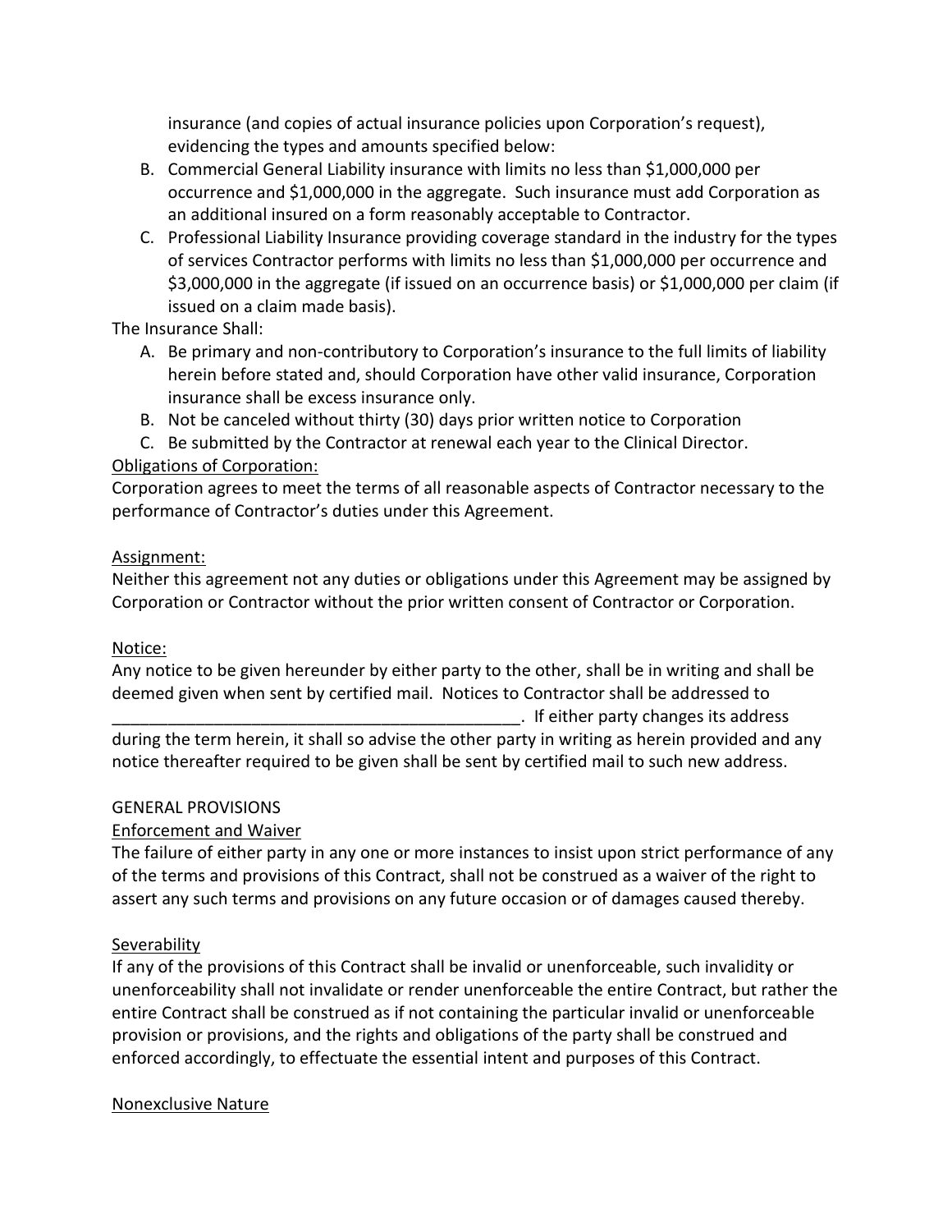insurance (and copies of actual insurance policies upon Corporation's request), evidencing the types and amounts specified below:

B. Commercial General Liability insurance with limits no less than $1,000,000 per occurrence and $1,000,000 in the aggregate. Such insurance must add Corporation as an additional insured on a form reasonably acceptable to Contractor.
C. Professional Liability Insurance providing coverage standard in the industry for the types of services Contractor performs with limits no less than $1,000,000 per occurrence and $3,000,000 in the aggregate (if issued on an occurrence basis) or $1,000,000 per claim (if issued on a claim made basis).

The Insurance Shall:

A. Be primary and non-contributory to Corporation's insurance to the full limits of liability herein before stated and, should Corporation have other valid insurance, Corporation insurance shall be excess insurance only.
B. Not be canceled without thirty (30) days prior written notice to Corporation
C. Be submitted by the Contractor at renewal each year to the Clinical Director.

<u>Obligations of Corporation:</u>

Corporation agrees to meet the terms of all reasonable aspects of Contractor necessary to the performance of Contractor's duties under this Agreement.

<u>Assignment:</u>

Neither this agreement not any duties or obligations under this Agreement may be assigned by Corporation or Contractor without the prior written consent of Contractor or Corporation.

<u>Notice:</u>

Any notice to be given hereunder by either party to the other, shall be in writing and shall be deemed given when sent by certified mail. Notices to Contractor shall be addressed to ____________________________________________. If either party changes its address during the term herein, it shall so advise the other party in writing as herein provided and any notice thereafter required to be given shall be sent by certified mail to such new address.

GENERAL PROVISIONS

<u>Enforcement and Waiver</u>

The failure of either party in any one or more instances to insist upon strict performance of any of the terms and provisions of this Contract, shall not be construed as a waiver of the right to assert any such terms and provisions on any future occasion or of damages caused thereby.

<u>Severability</u>

If any of the provisions of this Contract shall be invalid or unenforceable, such invalidity or unenforceability shall not invalidate or render unenforceable the entire Contract, but rather the entire Contract shall be construed as if not containing the particular invalid or unenforceable provision or provisions, and the rights and obligations of the party shall be construed and enforced accordingly, to effectuate the essential intent and purposes of this Contract.

<u>Nonexclusive Nature</u>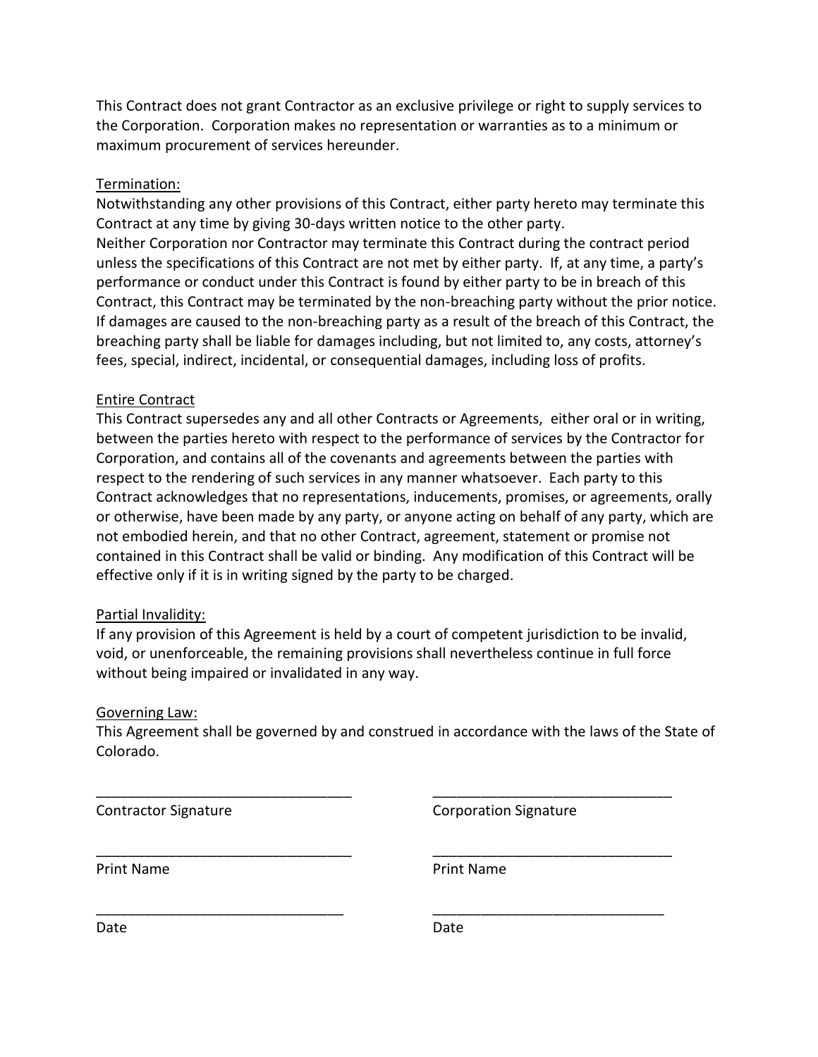This Contract does not grant Contractor as an exclusive privilege or right to supply services to the Corporation. Corporation makes no representation or warranties as to a minimum or maximum procurement of services hereunder.

Termination:

Notwithstanding any other provisions of this Contract, either party hereto may terminate this Contract at any time by giving 30-days written notice to the other party.

Neither Corporation nor Contractor may terminate this Contract during the contract period unless the specifications of this Contract are not met by either party. If, at any time, a party's performance or conduct under this Contract is found by either party to be in breach of this Contract, this Contract may be terminated by the non-breaching party without the prior notice. If damages are caused to the non-breaching party as a result of the breach of this Contract, the breaching party shall be liable for damages including, but not limited to, any costs, attorney's fees, special, indirect, incidental, or consequential damages, including loss of profits.

Entire Contract

This Contract supersedes any and all other Contracts or Agreements, either oral or in writing, between the parties hereto with respect to the performance of services by the Contractor for Corporation, and contains all of the covenants and agreements between the parties with respect to the rendering of such services in any manner whatsoever. Each party to this Contract acknowledges that no representations, inducements, promises, or agreements, orally or otherwise, have been made by any party, or anyone acting on behalf of any party, which are not embodied herein, and that no other Contract, agreement, statement or promise not contained in this Contract shall be valid or binding. Any modification of this Contract will be effective only if it is in writing signed by the party to be charged.

Partial Invalidity:

If any provision of this Agreement is held by a court of competent jurisdiction to be invalid, void, or unenforceable, the remaining provisions shall nevertheless continue in full force without being impaired or invalidated in any way.

Governing Law:

This Agreement shall be governed by and construed in accordance with the laws of the State of Colorado.

| | |
|---|---|
| ______________________________ | ______________________________ |
| Contractor Signature | Corporation Signature |
| ______________________________ | ______________________________ |
| Print Name | Print Name |
| ______________________________ | ______________________________ |
| Date | Date |